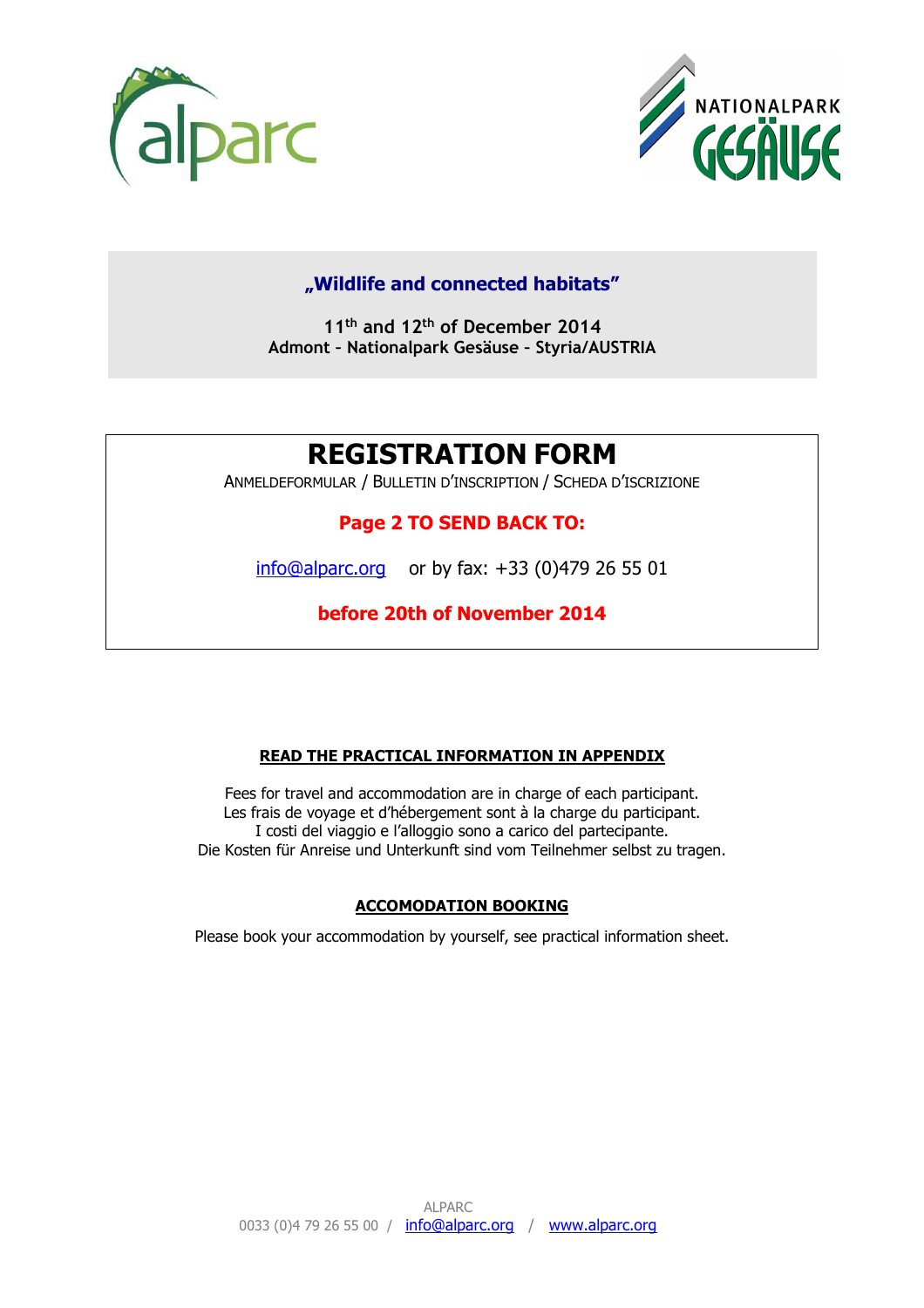**„Wildlife and connected habitats"**

**11th and 12th of December 2014**
**Admont - Nationalpark Gesäuse - Styria/AUSTRIA**

# REGISTRATION FORM

ANMELDEFORMULAR / BULLETIN D'INSCRIPTION / SCHEDA D'ISCRIZIONE

**Page 2 TO SEND BACK TO:**

info@alparc.org or by fax: +33 (0)479 26 55 01

**before 20th of November 2014**

**READ THE PRACTICAL INFORMATION IN APPENDIX**

Fees for travel and accommodation are in charge of each participant.
Les frais de voyage et d'hébergement sont à la charge du participant.
I costi del viaggio e l'alloggio sono a carico del partecipante.
Die Kosten für Anreise und Unterkunft sind vom Teilnehmer selbst zu tragen.

**ACCOMODATION BOOKING**

Please book your accommodation by yourself, see practical information sheet.

ALPARC
0033 (0)4 79 26 55 00 / info@alparc.org / www.alparc.org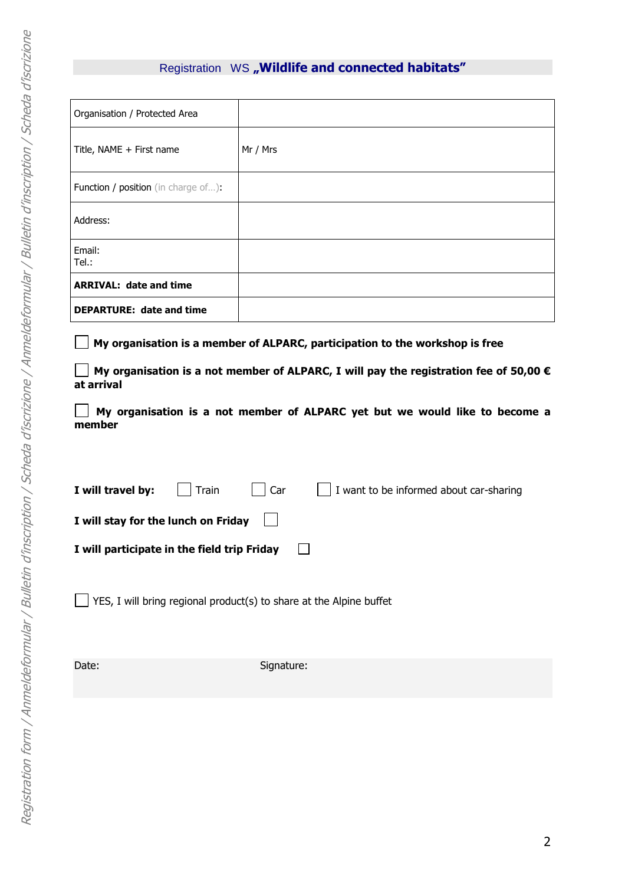## Registration WS **„Wildlife and connected habitats"**

| | |
|---|---|
| Organisation / Protected Area | |
| Title, NAME + First name | Mr / Mrs |
| Function / position (in charge of…): | |
| Address: | |
| Email:<br>Tel.: | |
| **ARRIVAL: date and time** | |
| **DEPARTURE: date and time** | |

☐ **My organisation is a member of ALPARC, participation to the workshop is free**

☐ **My organisation is a not member of ALPARC, I will pay the registration fee of 50,00 € at arrival**

☐ **My organisation is a not member of ALPARC yet but we would like to become a member**

**I will travel by:** ☐ Train ☐ Car ☐ I want to be informed about car-sharing

**I will stay for the lunch on Friday** ☐

**I will participate in the field trip Friday** ☐

☐ YES, I will bring regional product(s) to share at the Alpine buffet

Date: Signature:

*Registration form / Anmeldeformular / Bulletin d'inscription / Scheda d'iscrizione / Anmeldeformular / Bulletin d'inscription / Scheda d'iscrizione*